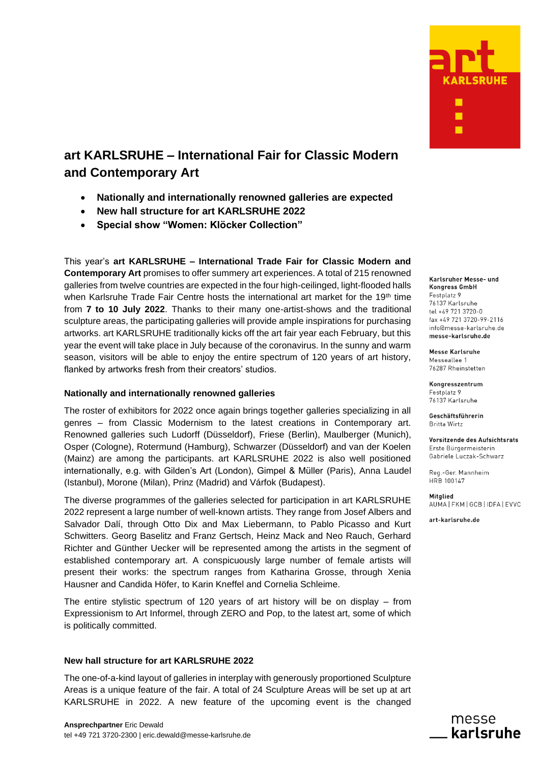# art KARLSRUHE – International Fair for Classic Modern and Contemporary Art

- **Nationally and internationally renowned galleries are expected**
- **New hall structure for art KARLSRUHE 2022**
- **Special show "Women: Klöcker Collection"**

This year's **art KARLSRUHE – International Trade Fair for Classic Modern and Contemporary Art** promises to offer summery art experiences. A total of 215 renowned galleries from twelve countries are expected in the four high-ceilinged, light-flooded halls when Karlsruhe Trade Fair Centre hosts the international art market for the 19th time from **7 to 10 July 2022**. Thanks to their many one-artist-shows and the traditional sculpture areas, the participating galleries will provide ample inspirations for purchasing artworks. art KARLSRUHE traditionally kicks off the art fair year each February, but this year the event will take place in July because of the coronavirus. In the sunny and warm season, visitors will be able to enjoy the entire spectrum of 120 years of art history, flanked by artworks fresh from their creators' studios.

### Nationally and internationally renowned galleries

The roster of exhibitors for 2022 once again brings together galleries specializing in all genres – from Classic Modernism to the latest creations in Contemporary art. Renowned galleries such Ludorff (Düsseldorf), Friese (Berlin), Maulberger (Munich), Osper (Cologne), Rotermund (Hamburg), Schwarzer (Düsseldorf) and van der Koelen (Mainz) are among the participants. art KARLSRUHE 2022 is also well positioned internationally, e.g. with Gilden's Art (London), Gimpel & Müller (Paris), Anna Laudel (Istanbul), Morone (Milan), Prinz (Madrid) and Várfok (Budapest).

The diverse programmes of the galleries selected for participation in art KARLSRUHE 2022 represent a large number of well-known artists. They range from Josef Albers and Salvador Dalí, through Otto Dix and Max Liebermann, to Pablo Picasso and Kurt Schwitters. Georg Baselitz and Franz Gertsch, Heinz Mack and Neo Rauch, Gerhard Richter and Günther Uecker will be represented among the artists in the segment of established contemporary art. A conspicuously large number of female artists will present their works: the spectrum ranges from Katharina Grosse, through Xenia Hausner and Candida Höfer, to Karin Kneffel and Cornelia Schleime.

The entire stylistic spectrum of 120 years of art history will be on display – from Expressionism to Art Informel, through ZERO and Pop, to the latest art, some of which is politically committed.

### New hall structure for art KARLSRUHE 2022

The one-of-a-kind layout of galleries in interplay with generously proportioned Sculpture Areas is a unique feature of the fair. A total of 24 Sculpture Areas will be set up at art KARLSRUHE in 2022. A new feature of the upcoming event is the changed

**Karlsruher Messe- und Kongress GmbH**
Festplatz 9
76137 Karlsruhe
tel +49 721 3720-0
fax +49 721 3720-99-2116
info@messe-karlsruhe.de
**messe-karlsruhe.de**

**Messe Karlsruhe**
Messeallee 1
76287 Rheinstetten

**Kongresszentrum**
Festplatz 9
76137 Karlsruhe

**Geschäftsführerin**
Britta Wirtz

**Vorsitzende des Aufsichtsrats**
Erste Bürgermeisterin
Gabriele Luczak-Schwarz

Reg.-Ger. Mannheim
HRB 100147

**Mitglied**
AUMA | FKM | GCB | IDFA | EVVC

**art-karlsruhe.de**

**Ansprechpartner** Eric Dewald
tel +49 721 3720-2300 | eric.dewald@messe-karlsruhe.de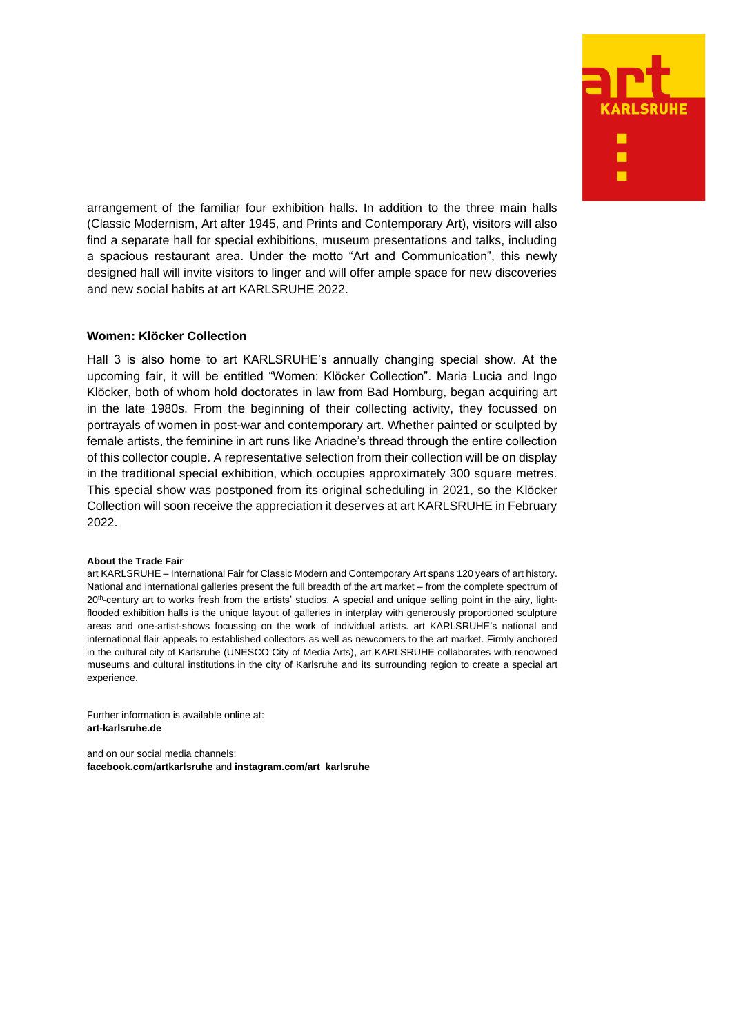arrangement of the familiar four exhibition halls. In addition to the three main halls (Classic Modernism, Art after 1945, and Prints and Contemporary Art), visitors will also find a separate hall for special exhibitions, museum presentations and talks, including a spacious restaurant area. Under the motto "Art and Communication", this newly designed hall will invite visitors to linger and will offer ample space for new discoveries and new social habits at art KARLSRUHE 2022.

### Women: Klöcker Collection

Hall 3 is also home to art KARLSRUHE's annually changing special show. At the upcoming fair, it will be entitled "Women: Klöcker Collection". Maria Lucia and Ingo Klöcker, both of whom hold doctorates in law from Bad Homburg, began acquiring art in the late 1980s. From the beginning of their collecting activity, they focussed on portrayals of women in post-war and contemporary art. Whether painted or sculpted by female artists, the feminine in art runs like Ariadne's thread through the entire collection of this collector couple. A representative selection from their collection will be on display in the traditional special exhibition, which occupies approximately 300 square metres. This special show was postponed from its original scheduling in 2021, so the Klöcker Collection will soon receive the appreciation it deserves at art KARLSRUHE in February 2022.

**About the Trade Fair**

art KARLSRUHE – International Fair for Classic Modern and Contemporary Art spans 120 years of art history. National and international galleries present the full breadth of the art market – from the complete spectrum of 20th-century art to works fresh from the artists' studios. A special and unique selling point in the airy, light-flooded exhibition halls is the unique layout of galleries in interplay with generously proportioned sculpture areas and one-artist-shows focussing on the work of individual artists. art KARLSRUHE's national and international flair appeals to established collectors as well as newcomers to the art market. Firmly anchored in the cultural city of Karlsruhe (UNESCO City of Media Arts), art KARLSRUHE collaborates with renowned museums and cultural institutions in the city of Karlsruhe and its surrounding region to create a special art experience.

Further information is available online at:
**art-karlsruhe.de**

and on our social media channels:
**facebook.com/artkarlsruhe** and **instagram.com/art_karlsruhe**